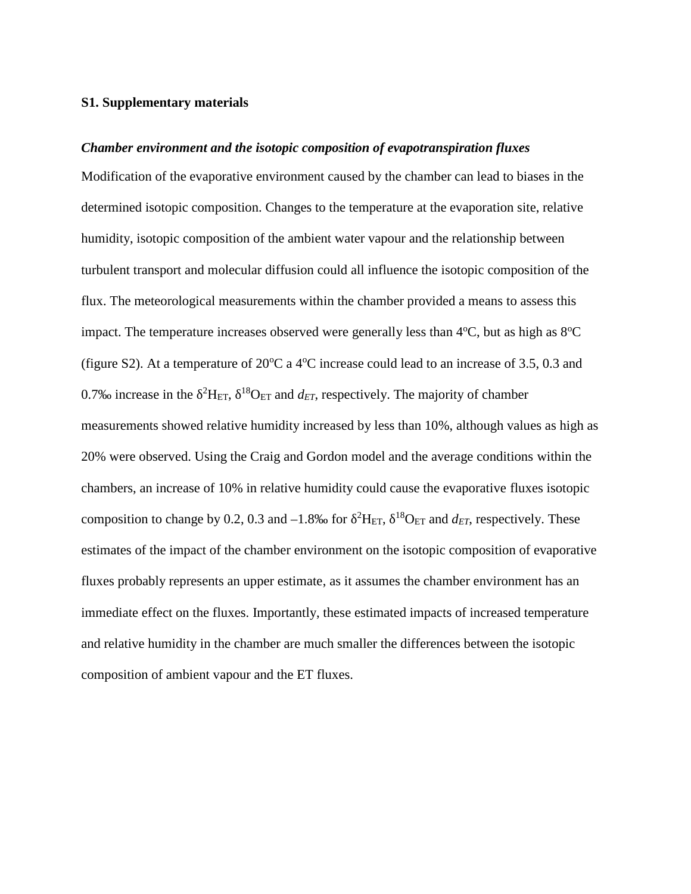**S1. Supplementary materials**

***Chamber environment and the isotopic composition of evapotranspiration fluxes***

Modification of the evaporative environment caused by the chamber can lead to biases in the determined isotopic composition. Changes to the temperature at the evaporation site, relative humidity, isotopic composition of the ambient water vapour and the relationship between turbulent transport and molecular diffusion could all influence the isotopic composition of the flux. The meteorological measurements within the chamber provided a means to assess this impact. The temperature increases observed were generally less than 4$^{o}$C, but as high as 8$^{o}$C (figure S2). At a temperature of 20$^{o}$C a 4$^{o}$C increase could lead to an increase of 3.5, 0.3 and 0.7‰ increase in the $\delta^{2}H_{ET}$, $\delta^{18}O_{ET}$ and $d_{ET}$, respectively. The majority of chamber measurements showed relative humidity increased by less than 10%, although values as high as 20% were observed. Using the Craig and Gordon model and the average conditions within the chambers, an increase of 10% in relative humidity could cause the evaporative fluxes isotopic composition to change by 0.2, 0.3 and –1.8‰ for $\delta^{2}H_{ET}$, $\delta^{18}O_{ET}$ and $d_{ET}$, respectively. These estimates of the impact of the chamber environment on the isotopic composition of evaporative fluxes probably represents an upper estimate, as it assumes the chamber environment has an immediate effect on the fluxes. Importantly, these estimated impacts of increased temperature and relative humidity in the chamber are much smaller the differences between the isotopic composition of ambient vapour and the ET fluxes.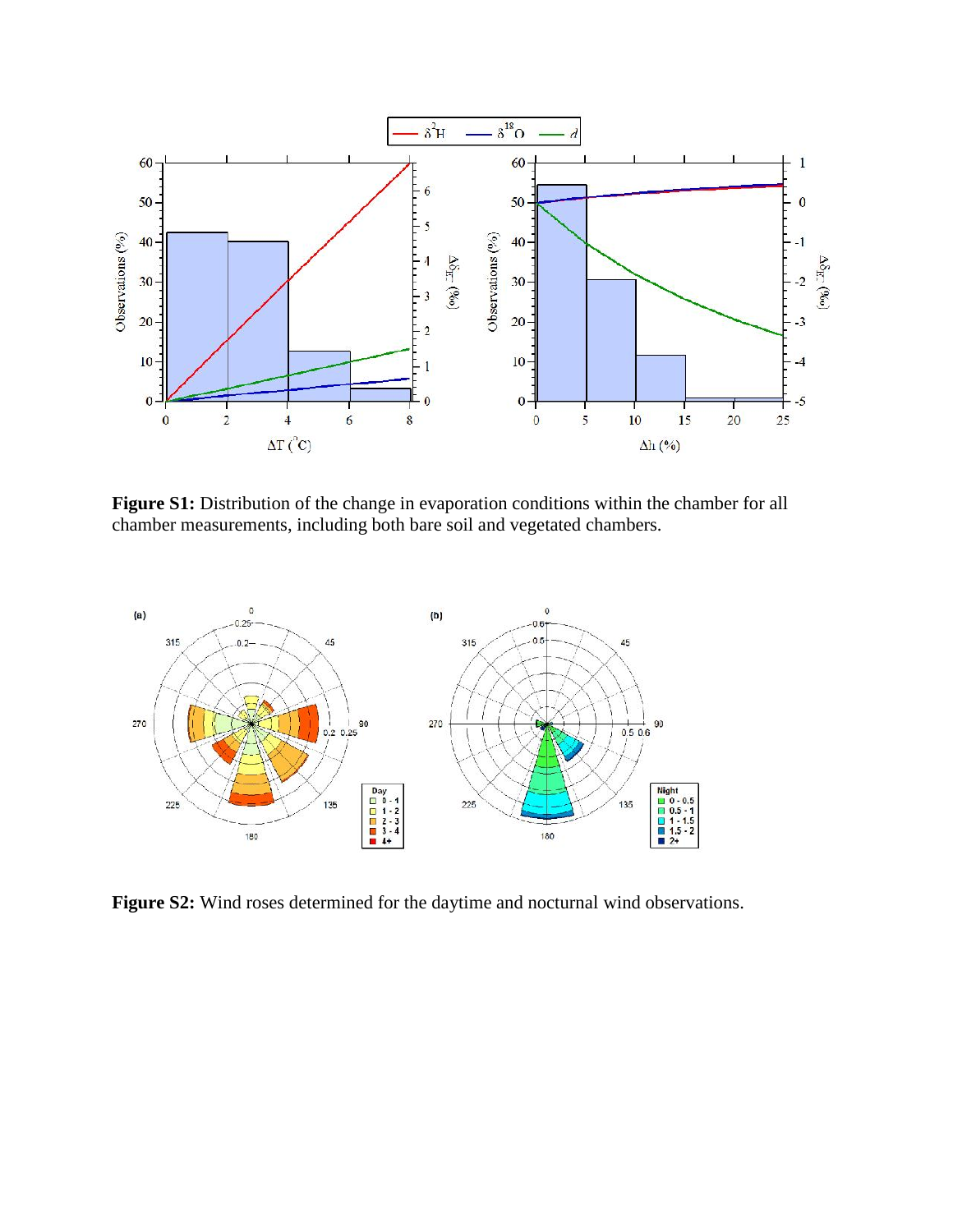**Figure S1:** Distribution of the change in evaporation conditions within the chamber for all chamber measurements, including both bare soil and vegetated chambers.

**Figure S2:** Wind roses determined for the daytime and nocturnal wind observations.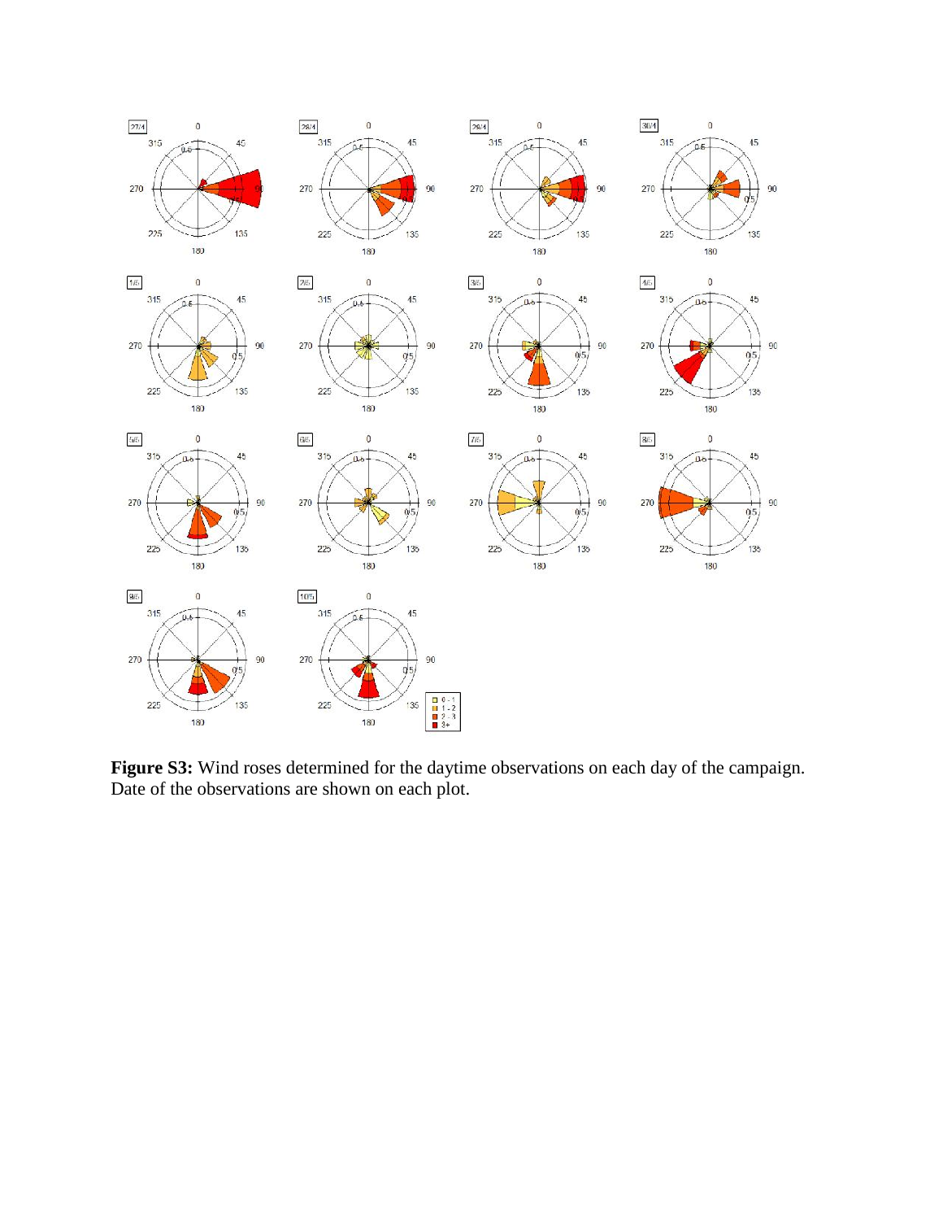27/4

0
315 45
0.5
270 90
225 135
180

28/4

0
315 45
0.5
270 90
225 135
180

29/4

0
315 45
0.5
270 90
225 135
180

30/4

0
315 45
0.5
270 90
0.5
225 135
180

1/5

0
315 45
0.5
270 90
0.5
225 135
180

2/5

0
315 45
0.5
270 90
0.5
225 135
180

3/5

0
315 45
0.5
270 90
0.5
225 135
180

4/5

0
315 45
0.5
270 90
0.5
225 135
180

5/5

0
315 45
0.5
270 90
0.5
225 135
180

6/5

0
315 45
0.5
270 90
0.5
225 135
180

7/5

0
315 45
0.5
270 90
0.5
225 135
180

8/5

0
315 45
0.5
270 90
0.5
225 135
180

9/5

0
315 45
0.5
270 90
0.5
225 135
180

10/5

0
315 45
0.5
270 90
0.5
225 135
180

0 - 1
1 - 2
2 - 3
3+

**Figure S3:** Wind roses determined for the daytime observations on each day of the campaign. Date of the observations are shown on each plot.